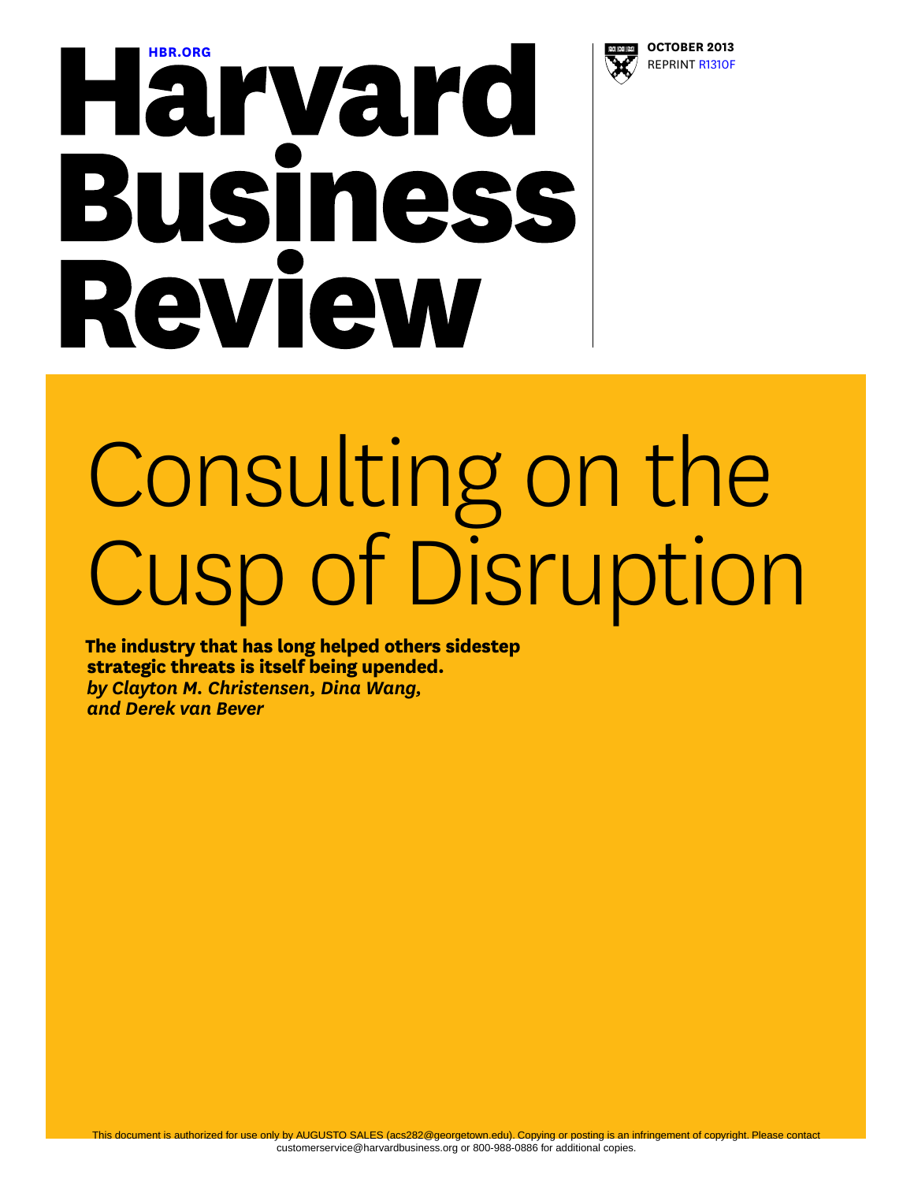HBR.ORG

# Harvard Business Review

**OCTOBER 2013**
REPRINT R1310F

# Consulting on the Cusp of Disruption

**The industry that has long helped others sidestep strategic threats is itself being upended.**
***by Clayton M. Christensen, Dina Wang, and Derek van Bever***

This document is authorized for use only by AUGUSTO SALES (acs282@georgetown.edu). Copying or posting is an infringement of copyright. Please contact customerservice@harvardbusiness.org or 800-988-0886 for additional copies.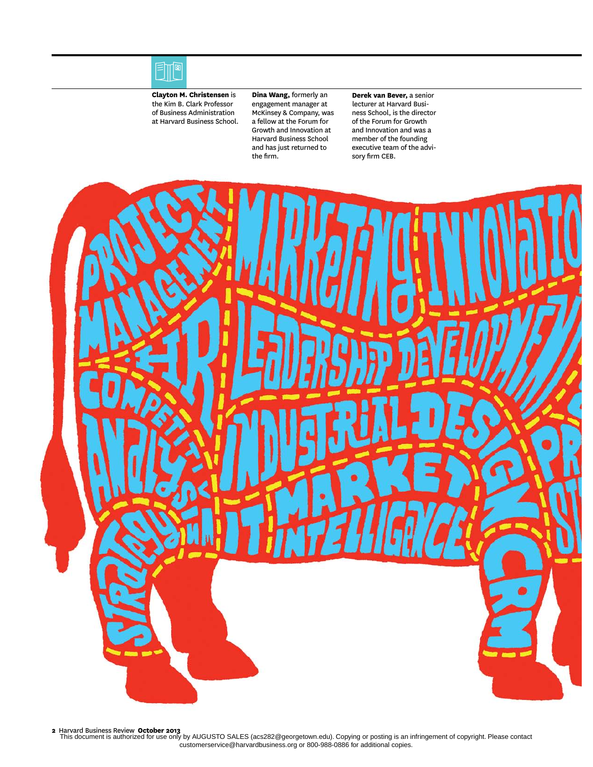**Clayton M. Christensen** is the Kim B. Clark Professor of Business Administration at Harvard Business School.

**Dina Wang,** formerly an engagement manager at McKinsey & Company, was a fellow at the Forum for Growth and Innovation at Harvard Business School and has just returned to the firm.

**Derek van Bever,** a senior lecturer at Harvard Business School, is the director of the Forum for Growth and Innovation and was a member of the founding executive team of the advisory firm CEB.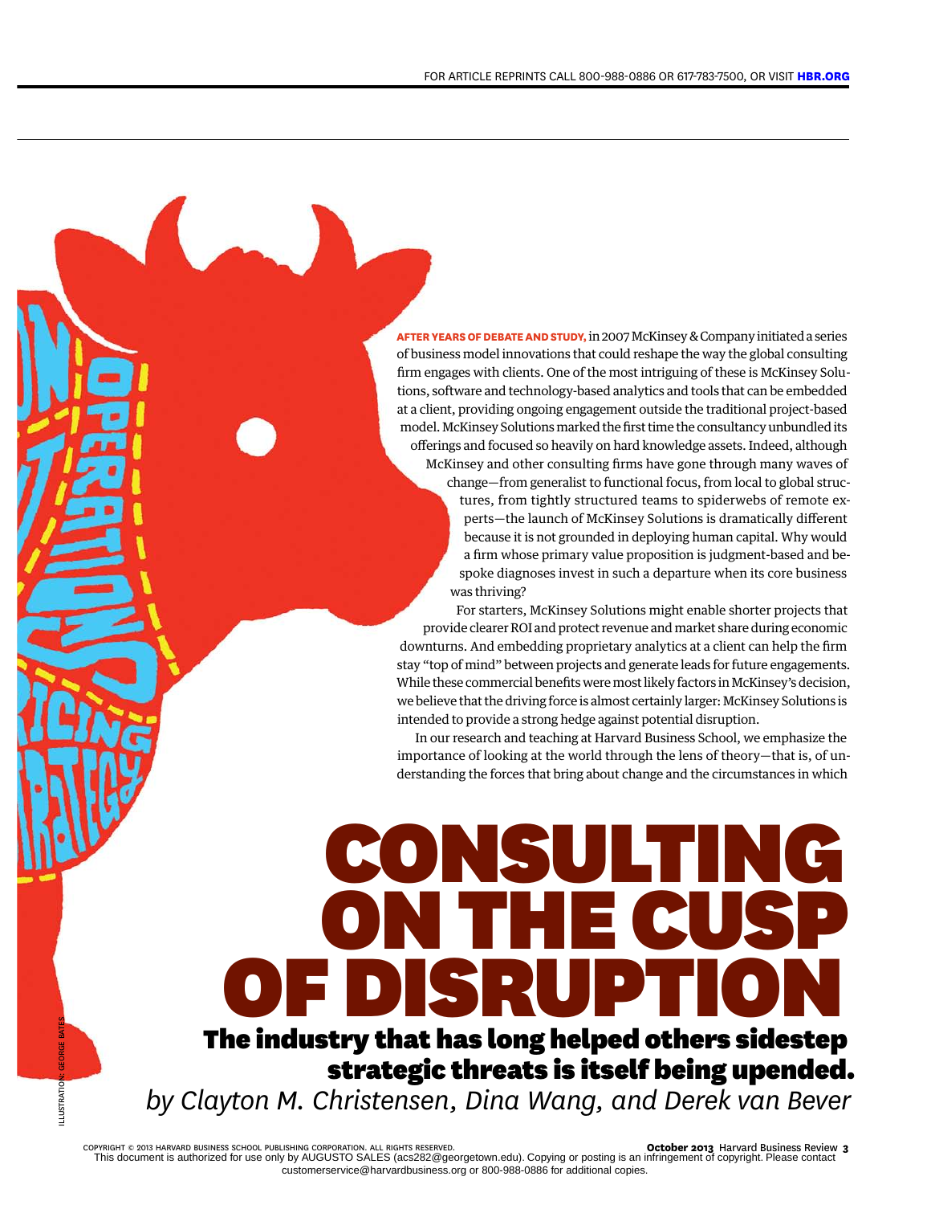# CONSULTING ON THE CUSP OF DISRUPTION

## The industry that has long helped others sidestep strategic threats is itself being upended.

*by Clayton M. Christensen, Dina Wang, and Derek van Bever*

**AFTER YEARS OF DEBATE AND STUDY,** in 2007 McKinsey & Company initiated a series of business model innovations that could reshape the way the global consulting firm engages with clients. One of the most intriguing of these is McKinsey Solutions, software and technology-based analytics and tools that can be embedded at a client, providing ongoing engagement outside the traditional project-based model. McKinsey Solutions marked the first time the consultancy unbundled its offerings and focused so heavily on hard knowledge assets. Indeed, although McKinsey and other consulting firms have gone through many waves of change—from generalist to functional focus, from local to global structures, from tightly structured teams to spiderwebs of remote experts—the launch of McKinsey Solutions is dramatically different because it is not grounded in deploying human capital. Why would a firm whose primary value proposition is judgment-based and bespoke diagnoses invest in such a departure when its core business was thriving?

For starters, McKinsey Solutions might enable shorter projects that provide clearer ROI and protect revenue and market share during economic downturns. And embedding proprietary analytics at a client can help the firm stay "top of mind" between projects and generate leads for future engagements. While these commercial benefits were most likely factors in McKinsey's decision, we believe that the driving force is almost certainly larger: McKinsey Solutions is intended to provide a strong hedge against potential disruption.

In our research and teaching at Harvard Business School, we emphasize the importance of looking at the world through the lens of theory—that is, of understanding the forces that bring about change and the circumstances in which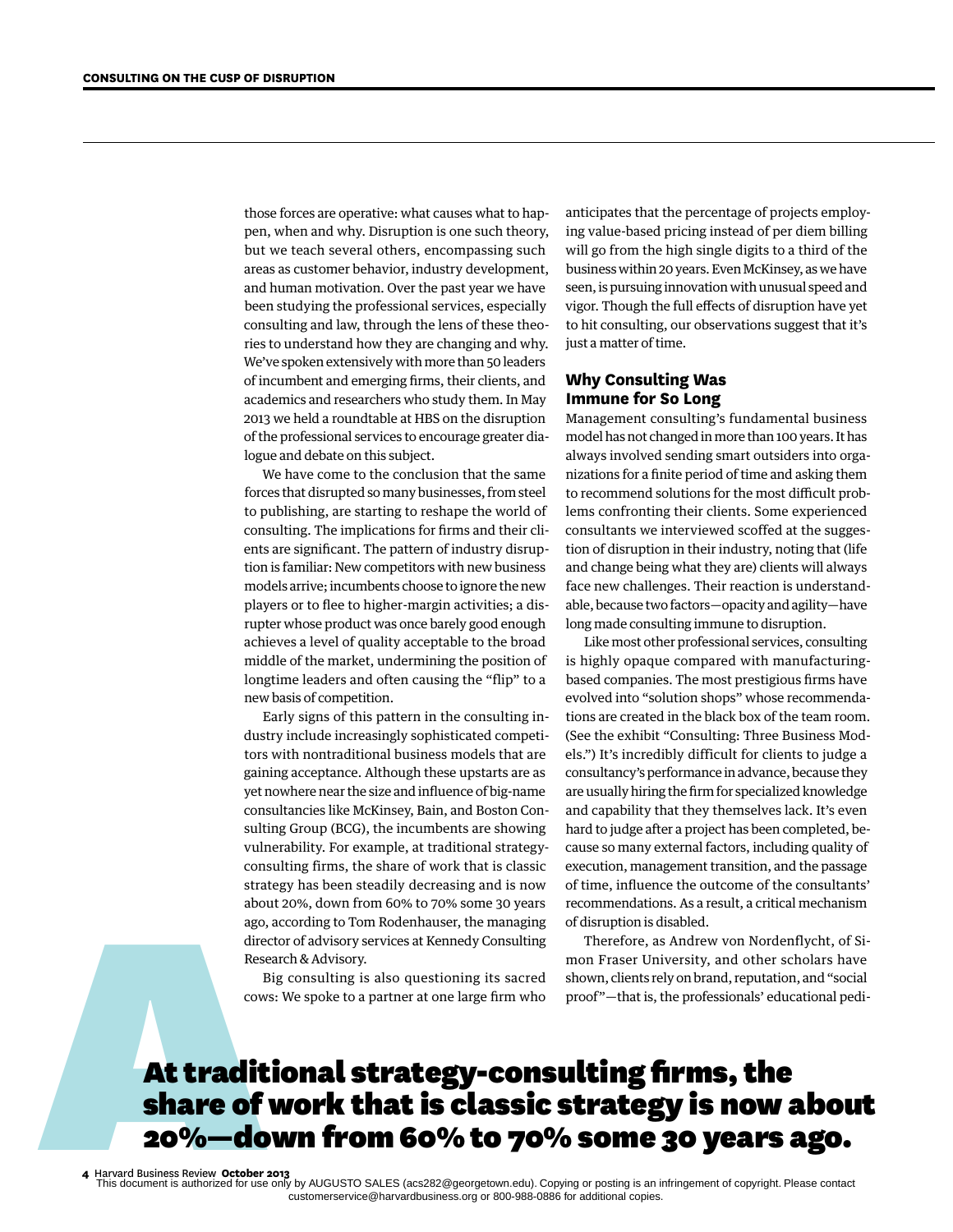those forces are operative: what causes what to happen, when and why. Disruption is one such theory, but we teach several others, encompassing such areas as customer behavior, industry development, and human motivation. Over the past year we have been studying the professional services, especially consulting and law, through the lens of these theories to understand how they are changing and why. We've spoken extensively with more than 50 leaders of incumbent and emerging firms, their clients, and academics and researchers who study them. In May 2013 we held a roundtable at HBS on the disruption of the professional services to encourage greater dialogue and debate on this subject.

We have come to the conclusion that the same forces that disrupted so many businesses, from steel to publishing, are starting to reshape the world of consulting. The implications for firms and their clients are significant. The pattern of industry disruption is familiar: New competitors with new business models arrive; incumbents choose to ignore the new players or to flee to higher-margin activities; a disrupter whose product was once barely good enough achieves a level of quality acceptable to the broad middle of the market, undermining the position of longtime leaders and often causing the "flip" to a new basis of competition.

Early signs of this pattern in the consulting industry include increasingly sophisticated competitors with nontraditional business models that are gaining acceptance. Although these upstarts are as yet nowhere near the size and influence of big-name consultancies like McKinsey, Bain, and Boston Consulting Group (BCG), the incumbents are showing vulnerability. For example, at traditional strategy-consulting firms, the share of work that is classic strategy has been steadily decreasing and is now about 20%, down from 60% to 70% some 30 years ago, according to Tom Rodenhauser, the managing director of advisory services at Kennedy Consulting Research & Advisory.

Big consulting is also questioning its sacred cows: We spoke to a partner at one large firm who anticipates that the percentage of projects employing value-based pricing instead of per diem billing will go from the high single digits to a third of the business within 20 years. Even McKinsey, as we have seen, is pursuing innovation with unusual speed and vigor. Though the full effects of disruption have yet to hit consulting, our observations suggest that it's just a matter of time.

## Why Consulting Was Immune for So Long

Management consulting's fundamental business model has not changed in more than 100 years. It has always involved sending smart outsiders into organizations for a finite period of time and asking them to recommend solutions for the most difficult problems confronting their clients. Some experienced consultants we interviewed scoffed at the suggestion of disruption in their industry, noting that (life and change being what they are) clients will always face new challenges. Their reaction is understandable, because two factors—opacity and agility—have long made consulting immune to disruption.

Like most other professional services, consulting is highly opaque compared with manufacturing-based companies. The most prestigious firms have evolved into "solution shops" whose recommendations are created in the black box of the team room. (See the exhibit "Consulting: Three Business Models.") It's incredibly difficult for clients to judge a consultancy's performance in advance, because they are usually hiring the firm for specialized knowledge and capability that they themselves lack. It's even hard to judge after a project has been completed, because so many external factors, including quality of execution, management transition, and the passage of time, influence the outcome of the consultants' recommendations. As a result, a critical mechanism of disruption is disabled.

Therefore, as Andrew von Nordenflycht, of Simon Fraser University, and other scholars have shown, clients rely on brand, reputation, and "social proof"—that is, the professionals' educational pedi-

**At traditional strategy-consulting firms, the share of work that is classic strategy is now about 20%—down from 60% to 70% some 30 years ago.**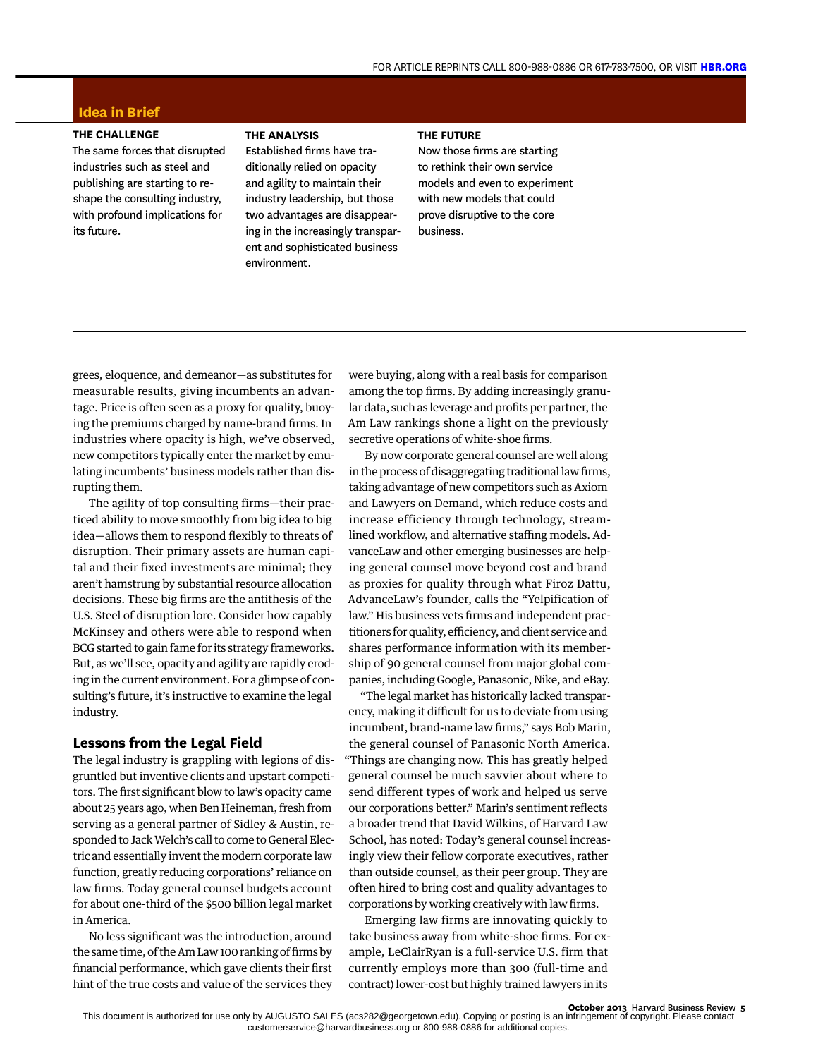## Idea in Brief

**THE CHALLENGE**
The same forces that disrupted industries such as steel and publishing are starting to reshape the consulting industry, with profound implications for its future.

**THE ANALYSIS**
Established firms have traditionally relied on opacity and agility to maintain their industry leadership, but those two advantages are disappearing in the increasingly transparent and sophisticated business environment.

**THE FUTURE**
Now those firms are starting to rethink their own service models and even to experiment with new models that could prove disruptive to the core business.

grees, eloquence, and demeanor—as substitutes for measurable results, giving incumbents an advantage. Price is often seen as a proxy for quality, buoying the premiums charged by name-brand firms. In industries where opacity is high, we've observed, new competitors typically enter the market by emulating incumbents' business models rather than disrupting them.

The agility of top consulting firms—their practiced ability to move smoothly from big idea to big idea—allows them to respond flexibly to threats of disruption. Their primary assets are human capital and their fixed investments are minimal; they aren't hamstrung by substantial resource allocation decisions. These big firms are the antithesis of the U.S. Steel of disruption lore. Consider how capably McKinsey and others were able to respond when BCG started to gain fame for its strategy frameworks. But, as we'll see, opacity and agility are rapidly eroding in the current environment. For a glimpse of consulting's future, it's instructive to examine the legal industry.

### Lessons from the Legal Field

The legal industry is grappling with legions of disgruntled but inventive clients and upstart competitors. The first significant blow to law's opacity came about 25 years ago, when Ben Heineman, fresh from serving as a general partner of Sidley & Austin, responded to Jack Welch's call to come to General Electric and essentially invent the modern corporate law function, greatly reducing corporations' reliance on law firms. Today general counsel budgets account for about one-third of the \$500 billion legal market in America.

No less significant was the introduction, around the same time, of the Am Law 100 ranking of firms by financial performance, which gave clients their first hint of the true costs and value of the services they were buying, along with a real basis for comparison among the top firms. By adding increasingly granular data, such as leverage and profits per partner, the Am Law rankings shone a light on the previously secretive operations of white-shoe firms.

By now corporate general counsel are well along in the process of disaggregating traditional law firms, taking advantage of new competitors such as Axiom and Lawyers on Demand, which reduce costs and increase efficiency through technology, streamlined workflow, and alternative staffing models. AdvanceLaw and other emerging businesses are helping general counsel move beyond cost and brand as proxies for quality through what Firoz Dattu, AdvanceLaw's founder, calls the "Yelpification of law." His business vets firms and independent practitioners for quality, efficiency, and client service and shares performance information with its membership of 90 general counsel from major global companies, including Google, Panasonic, Nike, and eBay.

"The legal market has historically lacked transparency, making it difficult for us to deviate from using incumbent, brand-name law firms," says Bob Marin, the general counsel of Panasonic North America. "Things are changing now. This has greatly helped general counsel be much savvier about where to send different types of work and helped us serve our corporations better." Marin's sentiment reflects a broader trend that David Wilkins, of Harvard Law School, has noted: Today's general counsel increasingly view their fellow corporate executives, rather than outside counsel, as their peer group. They are often hired to bring cost and quality advantages to corporations by working creatively with law firms.

Emerging law firms are innovating quickly to take business away from white-shoe firms. For example, LeClairRyan is a full-service U.S. firm that currently employs more than 300 (full-time and contract) lower-cost but highly trained lawyers in its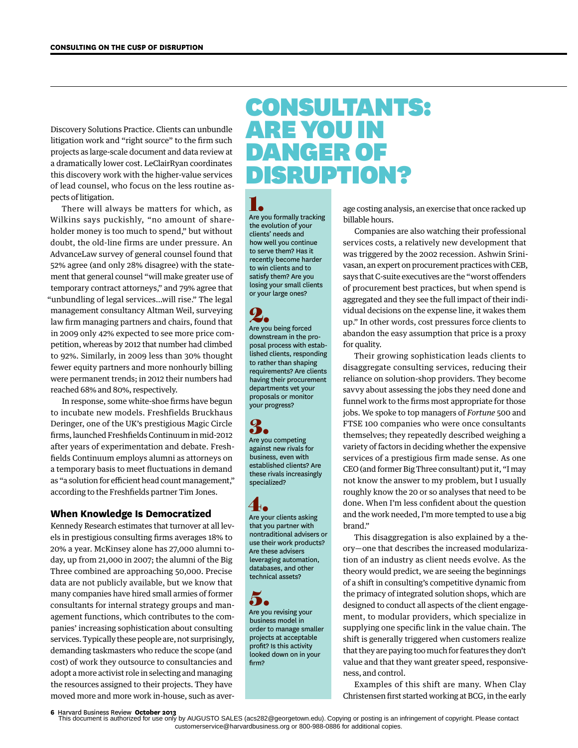Discovery Solutions Practice. Clients can unbundle litigation work and "right source" to the firm such projects as large-scale document and data review at a dramatically lower cost. LeClairRyan coordinates this discovery work with the higher-value services of lead counsel, who focus on the less routine aspects of litigation.

There will always be matters for which, as Wilkins says puckishly, "no amount of shareholder money is too much to spend," but without doubt, the old-line firms are under pressure. An AdvanceLaw survey of general counsel found that 52% agree (and only 28% disagree) with the statement that general counsel "will make greater use of temporary contract attorneys," and 79% agree that "unbundling of legal services...will rise." The legal management consultancy Altman Weil, surveying law firm managing partners and chairs, found that in 2009 only 42% expected to see more price competition, whereas by 2012 that number had climbed to 92%. Similarly, in 2009 less than 30% thought fewer equity partners and more nonhourly billing were permanent trends; in 2012 their numbers had reached 68% and 80%, respectively.

In response, some white-shoe firms have begun to incubate new models. Freshfields Bruckhaus Deringer, one of the UK's prestigious Magic Circle firms, launched Freshfields Continuum in mid-2012 after years of experimentation and debate. Freshfields Continuum employs alumni as attorneys on a temporary basis to meet fluctuations in demand as "a solution for efficient head count management," according to the Freshfields partner Tim Jones.

### When Knowledge Is Democratized

Kennedy Research estimates that turnover at all levels in prestigious consulting firms averages 18% to 20% a year. McKinsey alone has 27,000 alumni today, up from 21,000 in 2007; the alumni of the Big Three combined are approaching 50,000. Precise data are not publicly available, but we know that many companies have hired small armies of former consultants for internal strategy groups and management functions, which contributes to the companies' increasing sophistication about consulting services. Typically these people are, not surprisingly, demanding taskmasters who reduce the scope (and cost) of work they outsource to consultancies and adopt a more activist role in selecting and managing the resources assigned to their projects. They have moved more and more work in-house, such as average costing analysis, an exercise that once racked up billable hours.

Companies are also watching their professional services costs, a relatively new development that was triggered by the 2002 recession. Ashwin Srinivasan, an expert on procurement practices with CEB, says that C-suite executives are the "worst offenders of procurement best practices, but when spend is aggregated and they see the full impact of their individual decisions on the expense line, it wakes them up." In other words, cost pressures force clients to abandon the easy assumption that price is a proxy for quality.

Their growing sophistication leads clients to disaggregate consulting services, reducing their reliance on solution-shop providers. They become savvy about assessing the jobs they need done and funnel work to the firms most appropriate for those jobs. We spoke to top managers of *Fortune* 500 and FTSE 100 companies who were once consultants themselves; they repeatedly described weighing a variety of factors in deciding whether the expensive services of a prestigious firm made sense. As one CEO (and former Big Three consultant) put it, "I may not know the answer to my problem, but I usually roughly know the 20 or so analyses that need to be done. When I'm less confident about the question and the work needed, I'm more tempted to use a big brand."

This disaggregation is also explained by a theory—one that describes the increased modularization of an industry as client needs evolve. As the theory would predict, we are seeing the beginnings of a shift in consulting's competitive dynamic from the primacy of integrated solution shops, which are designed to conduct all aspects of the client engagement, to modular providers, which specialize in supplying one specific link in the value chain. The shift is generally triggered when customers realize that they are paying too much for features they don't value and that they want greater speed, responsiveness, and control.

Examples of this shift are many. When Clay Christensen first started working at BCG, in the early

## CONSULTANTS: ARE YOU IN DANGER OF DISRUPTION?

**1.** Are you formally tracking the evolution of your clients' needs and how well you continue to serve them? Has it recently become harder to win clients and to satisfy them? Are you losing your small clients or your large ones?

**2.** Are you being forced downstream in the proposal process with established clients, responding to rather than shaping requirements? Are clients having their procurement departments vet your proposals or monitor your progress?

**3.** Are you competing against new rivals for business, even with established clients? Are these rivals increasingly specialized?

**4.** Are your clients asking that you partner with nontraditional advisers or use their work products? Are these advisers leveraging automation, databases, and other technical assets?

**5.** Are you revising your business model in order to manage smaller projects at acceptable profit? Is this activity looked down on in your firm?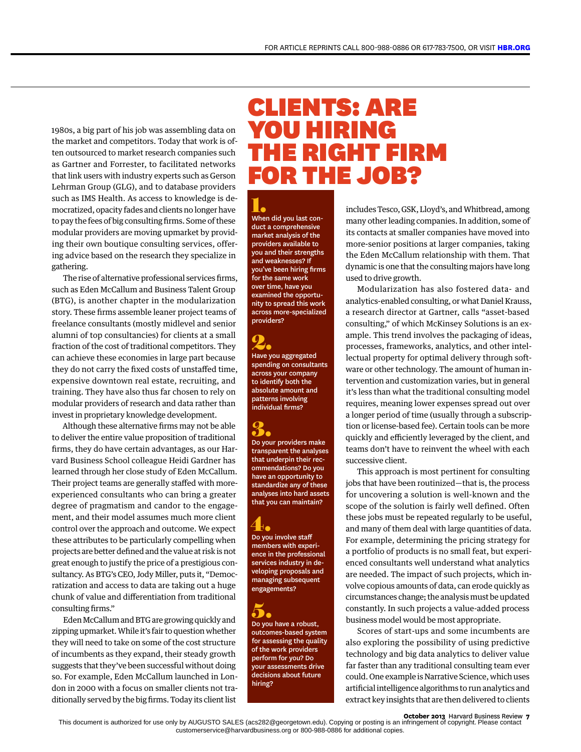1980s, a big part of his job was assembling data on the market and competitors. Today that work is often outsourced to market research companies such as Gartner and Forrester, to facilitated networks that link users with industry experts such as Gerson Lehrman Group (GLG), and to database providers such as IMS Health. As access to knowledge is democratized, opacity fades and clients no longer have to pay the fees of big consulting firms. Some of these modular providers are moving upmarket by providing their own boutique consulting services, offering advice based on the research they specialize in gathering.

The rise of alternative professional services firms, such as Eden McCallum and Business Talent Group (BTG), is another chapter in the modularization story. These firms assemble leaner project teams of freelance consultants (mostly midlevel and senior alumni of top consultancies) for clients at a small fraction of the cost of traditional competitors. They can achieve these economies in large part because they do not carry the fixed costs of unstaffed time, expensive downtown real estate, recruiting, and training. They have also thus far chosen to rely on modular providers of research and data rather than invest in proprietary knowledge development.

Although these alternative firms may not be able to deliver the entire value proposition of traditional firms, they do have certain advantages, as our Harvard Business School colleague Heidi Gardner has learned through her close study of Eden McCallum. Their project teams are generally staffed with more-experienced consultants who can bring a greater degree of pragmatism and candor to the engagement, and their model assumes much more client control over the approach and outcome. We expect these attributes to be particularly compelling when projects are better defined and the value at risk is not great enough to justify the price of a prestigious consultancy. As BTG's CEO, Jody Miller, puts it, "Democratization and access to data are taking out a huge chunk of value and differentiation from traditional consulting firms."

Eden McCallum and BTG are growing quickly and zipping upmarket. While it's fair to question whether they will need to take on some of the cost structure of incumbents as they expand, their steady growth suggests that they've been successful without doing so. For example, Eden McCallum launched in London in 2000 with a focus on smaller clients not traditionally served by the big firms. Today its client list includes Tesco, GSK, Lloyd's, and Whitbread, among many other leading companies. In addition, some of its contacts at smaller companies have moved into more-senior positions at larger companies, taking the Eden McCallum relationship with them. That dynamic is one that the consulting majors have long used to drive growth.

Modularization has also fostered data- and analytics-enabled consulting, or what Daniel Krauss, a research director at Gartner, calls "asset-based consulting," of which McKinsey Solutions is an example. This trend involves the packaging of ideas, processes, frameworks, analytics, and other intellectual property for optimal delivery through software or other technology. The amount of human intervention and customization varies, but in general it's less than what the traditional consulting model requires, meaning lower expenses spread out over a longer period of time (usually through a subscription or license-based fee). Certain tools can be more quickly and efficiently leveraged by the client, and teams don't have to reinvent the wheel with each successive client.

This approach is most pertinent for consulting jobs that have been routinized—that is, the process for uncovering a solution is well-known and the scope of the solution is fairly well defined. Often these jobs must be repeated regularly to be useful, and many of them deal with large quantities of data. For example, determining the pricing strategy for a portfolio of products is no small feat, but experienced consultants well understand what analytics are needed. The impact of such projects, which involve copious amounts of data, can erode quickly as circumstances change; the analysis must be updated constantly. In such projects a value-added process business model would be most appropriate.

Scores of start-ups and some incumbents are also exploring the possibility of using predictive technology and big data analytics to deliver value far faster than any traditional consulting team ever could. One example is Narrative Science, which uses artificial intelligence algorithms to run analytics and extract key insights that are then delivered to clients

## CLIENTS: ARE YOU HIRING THE RIGHT FIRM FOR THE JOB?

**1.** When did you last conduct a comprehensive market analysis of the providers available to you and their strengths and weaknesses? If you've been hiring firms for the same work over time, have you examined the opportunity to spread this work across more-specialized providers?

**2.** Have you aggregated spending on consultants across your company to identify both the absolute amount and patterns involving individual firms?

**3.** Do your providers make transparent the analyses that underpin their recommendations? Do you have an opportunity to standardize any of these analyses into hard assets that you can maintain?

**4.** Do you involve staff members with experience in the professional services industry in developing proposals and managing subsequent engagements?

**5.** Do you have a robust, outcomes-based system for assessing the quality of the work providers perform for you? Do your assessments drive decisions about future hiring?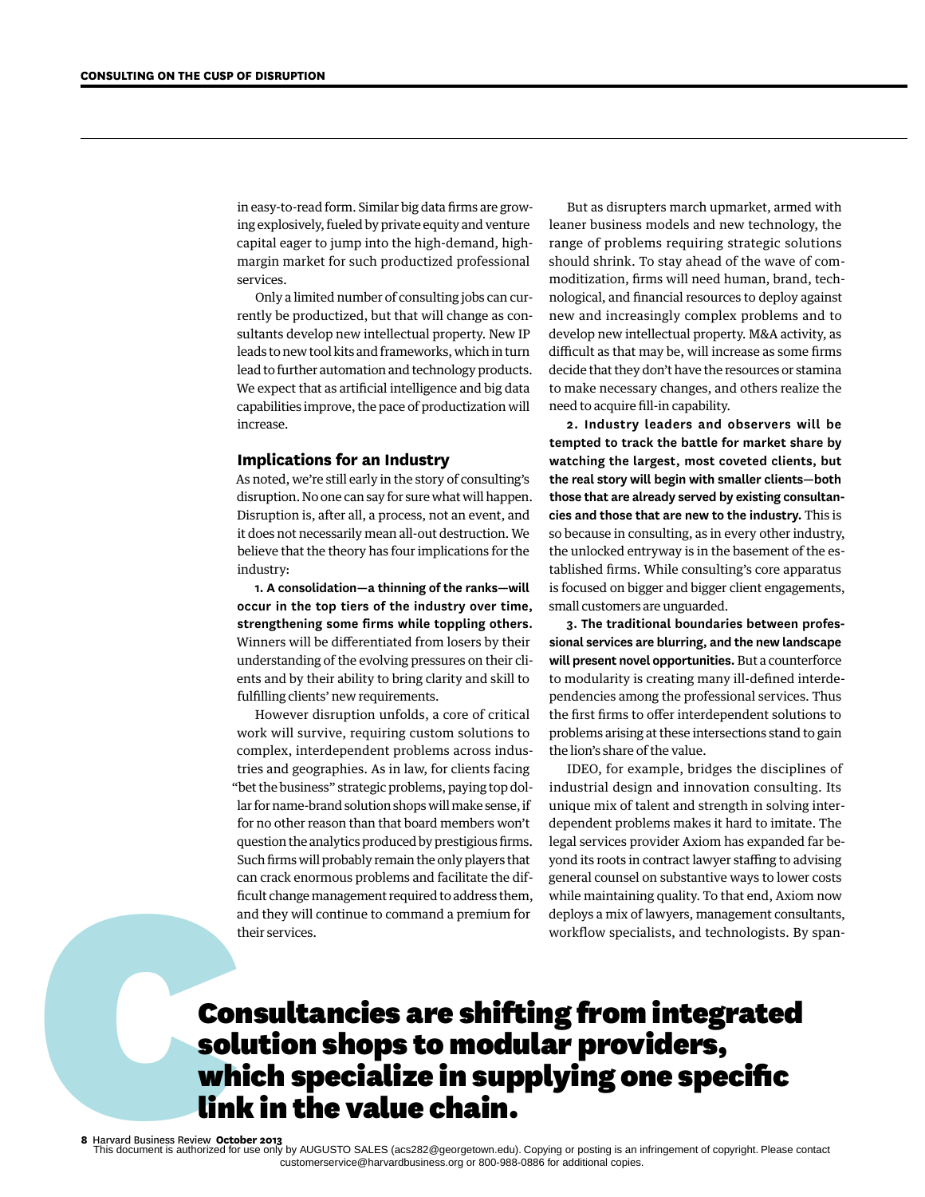in easy-to-read form. Similar big data firms are growing explosively, fueled by private equity and venture capital eager to jump into the high-demand, high-margin market for such productized professional services.

Only a limited number of consulting jobs can currently be productized, but that will change as consultants develop new intellectual property. New IP leads to new tool kits and frameworks, which in turn lead to further automation and technology products. We expect that as artificial intelligence and big data capabilities improve, the pace of productization will increase.

### Implications for an Industry

As noted, we're still early in the story of consulting's disruption. No one can say for sure what will happen. Disruption is, after all, a process, not an event, and it does not necessarily mean all-out destruction. We believe that the theory has four implications for the industry:

**1. A consolidation—a thinning of the ranks—will occur in the top tiers of the industry over time, strengthening some firms while toppling others.** Winners will be differentiated from losers by their understanding of the evolving pressures on their clients and by their ability to bring clarity and skill to fulfilling clients' new requirements.

However disruption unfolds, a core of critical work will survive, requiring custom solutions to complex, interdependent problems across industries and geographies. As in law, for clients facing "bet the business" strategic problems, paying top dollar for name-brand solution shops will make sense, if for no other reason than that board members won't question the analytics produced by prestigious firms. Such firms will probably remain the only players that can crack enormous problems and facilitate the difficult change management required to address them, and they will continue to command a premium for their services.

But as disrupters march upmarket, armed with leaner business models and new technology, the range of problems requiring strategic solutions should shrink. To stay ahead of the wave of commoditization, firms will need human, brand, technological, and financial resources to deploy against new and increasingly complex problems and to develop new intellectual property. M&A activity, as difficult as that may be, will increase as some firms decide that they don't have the resources or stamina to make necessary changes, and others realize the need to acquire fill-in capability.

**2. Industry leaders and observers will be tempted to track the battle for market share by watching the largest, most coveted clients, but the real story will begin with smaller clients—both those that are already served by existing consultancies and those that are new to the industry.** This is so because in consulting, as in every other industry, the unlocked entryway is in the basement of the established firms. While consulting's core apparatus is focused on bigger and bigger client engagements, small customers are unguarded.

**3. The traditional boundaries between professional services are blurring, and the new landscape will present novel opportunities.** But a counterforce to modularity is creating many ill-defined interdependencies among the professional services. Thus the first firms to offer interdependent solutions to problems arising at these intersections stand to gain the lion's share of the value.

IDEO, for example, bridges the disciplines of industrial design and innovation consulting. Its unique mix of talent and strength in solving interdependent problems makes it hard to imitate. The legal services provider Axiom has expanded far beyond its roots in contract lawyer staffing to advising general counsel on substantive ways to lower costs while maintaining quality. To that end, Axiom now deploys a mix of lawyers, management consultants, workflow specialists, and technologists. By span-

**Consultancies are shifting from integrated solution shops to modular providers, which specialize in supplying one specific link in the value chain.**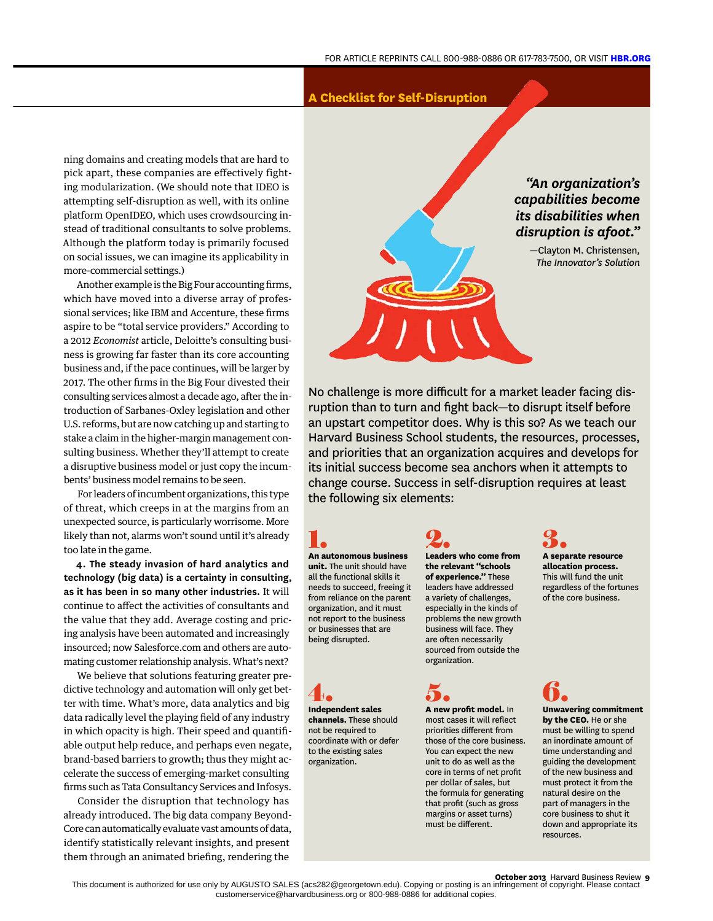ning domains and creating models that are hard to pick apart, these companies are effectively fighting modularization. (We should note that IDEO is attempting self-disruption as well, with its online platform OpenIDEO, which uses crowdsourcing instead of traditional consultants to solve problems. Although the platform today is primarily focused on social issues, we can imagine its applicability in more-commercial settings.)

Another example is the Big Four accounting firms, which have moved into a diverse array of professional services; like IBM and Accenture, these firms aspire to be "total service providers." According to a 2012 *Economist* article, Deloitte's consulting business is growing far faster than its core accounting business and, if the pace continues, will be larger by 2017. The other firms in the Big Four divested their consulting services almost a decade ago, after the introduction of Sarbanes-Oxley legislation and other U.S. reforms, but are now catching up and starting to stake a claim in the higher-margin management consulting business. Whether they'll attempt to create a disruptive business model or just copy the incumbents' business model remains to be seen.

For leaders of incumbent organizations, this type of threat, which creeps in at the margins from an unexpected source, is particularly worrisome. More likely than not, alarms won't sound until it's already too late in the game.

**4. The steady invasion of hard analytics and technology (big data) is a certainty in consulting, as it has been in so many other industries.** It will continue to affect the activities of consultants and the value that they add. Average costing and pricing analysis have been automated and increasingly insourced; now Salesforce.com and others are automating customer relationship analysis. What's next?

We believe that solutions featuring greater predictive technology and automation will only get better with time. What's more, data analytics and big data radically level the playing field of any industry in which opacity is high. Their speed and quantifiable output help reduce, and perhaps even negate, brand-based barriers to growth; thus they might accelerate the success of emerging-market consulting firms such as Tata Consultancy Services and Infosys.

Consider the disruption that technology has already introduced. The big data company BeyondCore can automatically evaluate vast amounts of data, identify statistically relevant insights, and present them through an animated briefing, rendering the

## A Checklist for Self-Disruption

***"An organization's capabilities become its disabilities when disruption is afoot."***

—Clayton M. Christensen, *The Innovator's Solution*

No challenge is more difficult for a market leader facing disruption than to turn and fight back—to disrupt itself before an upstart competitor does. Why is this so? As we teach our Harvard Business School students, the resources, processes, and priorities that an organization acquires and develops for its initial success become sea anchors when it attempts to change course. Success in self-disruption requires at least the following six elements:

**1. An autonomous business unit.** The unit should have all the functional skills it needs to succeed, freeing it from reliance on the parent organization, and it must not report to the business or businesses that are being disrupted.

**2. Leaders who come from the relevant "schools of experience."** These leaders have addressed a variety of challenges, especially in the kinds of problems the new growth business will face. They are often necessarily sourced from outside the organization.

**3. A separate resource allocation process.** This will fund the unit regardless of the fortunes of the core business.

**4. Independent sales channels.** These should not be required to coordinate with or defer to the existing sales organization.

**5. A new profit model.** In most cases it will reflect priorities different from those of the core business. You can expect the new unit to do as well as the core in terms of net profit per dollar of sales, but the formula for generating that profit (such as gross margins or asset turns) must be different.

**6. Unwavering commitment by the CEO.** He or she must be willing to spend an inordinate amount of time understanding and guiding the development of the new business and must protect it from the natural desire on the part of managers in the core business to shut it down and appropriate its resources.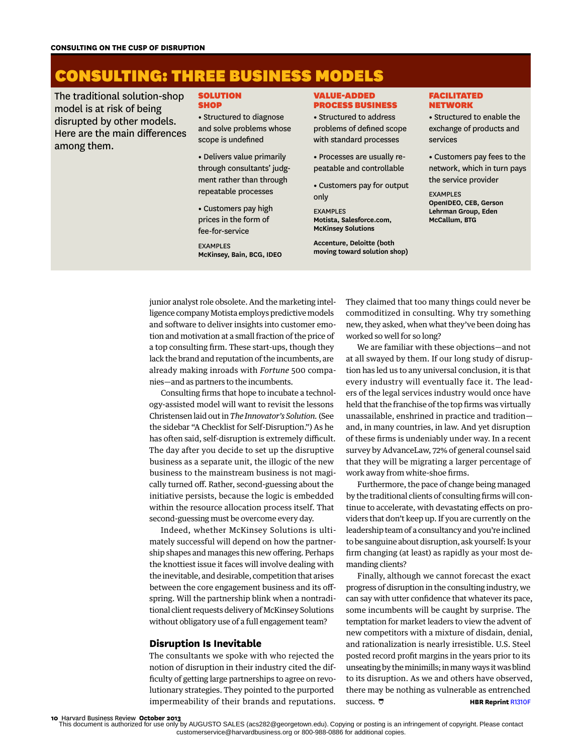## CONSULTING: THREE BUSINESS MODELS

The traditional solution-shop model is at risk of being disrupted by other models. Here are the main differences among them.

**SOLUTION SHOP**

- Structured to diagnose and solve problems whose scope is undefined
- Delivers value primarily through consultants' judgment rather than through repeatable processes
- Customers pay high prices in the form of fee-for-service

EXAMPLES
**McKinsey, Bain, BCG, IDEO**

**VALUE-ADDED PROCESS BUSINESS**

- Structured to address problems of defined scope with standard processes
- Processes are usually repeatable and controllable
- Customers pay for output only

EXAMPLES
**Motista, Salesforce.com, McKinsey Solutions**

**Accenture, Deloitte (both moving toward solution shop)**

**FACILITATED NETWORK**

- Structured to enable the exchange of products and services
- Customers pay fees to the network, which in turn pays the service provider

EXAMPLES
**OpenIDEO, CEB, Gerson Lehrman Group, Eden McCallum, BTG**

junior analyst role obsolete. And the marketing intelligence company Motista employs predictive models and software to deliver insights into customer emotion and motivation at a small fraction of the price of a top consulting firm. These start-ups, though they lack the brand and reputation of the incumbents, are already making inroads with *Fortune* 500 companies—and as partners to the incumbents.

Consulting firms that hope to incubate a technology-assisted model will want to revisit the lessons Christensen laid out in *The Innovator's Solution.* (See the sidebar "A Checklist for Self-Disruption.") As he has often said, self-disruption is extremely difficult. The day after you decide to set up the disruptive business as a separate unit, the illogic of the new business to the mainstream business is not magically turned off. Rather, second-guessing about the initiative persists, because the logic is embedded within the resource allocation process itself. That second-guessing must be overcome every day.

Indeed, whether McKinsey Solutions is ultimately successful will depend on how the partnership shapes and manages this new offering. Perhaps the knottiest issue it faces will involve dealing with the inevitable, and desirable, competition that arises between the core engagement business and its offspring. Will the partnership blink when a nontraditional client requests delivery of McKinsey Solutions without obligatory use of a full engagement team?

### Disruption Is Inevitable

The consultants we spoke with who rejected the notion of disruption in their industry cited the difficulty of getting large partnerships to agree on revolutionary strategies. They pointed to the purported impermeability of their brands and reputations. They claimed that too many things could never be commoditized in consulting. Why try something new, they asked, when what they've been doing has worked so well for so long?

We are familiar with these objections—and not at all swayed by them. If our long study of disruption has led us to any universal conclusion, it is that every industry will eventually face it. The leaders of the legal services industry would once have held that the franchise of the top firms was virtually unassailable, enshrined in practice and tradition—and, in many countries, in law. And yet disruption of these firms is undeniably under way. In a recent survey by AdvanceLaw, 72% of general counsel said that they will be migrating a larger percentage of work away from white-shoe firms.

Furthermore, the pace of change being managed by the traditional clients of consulting firms will continue to accelerate, with devastating effects on providers that don't keep up. If you are currently on the leadership team of a consultancy and you're inclined to be sanguine about disruption, ask yourself: Is your firm changing (at least) as rapidly as your most demanding clients?

Finally, although we cannot forecast the exact progress of disruption in the consulting industry, we can say with utter confidence that whatever its pace, some incumbents will be caught by surprise. The temptation for market leaders to view the advent of new competitors with a mixture of disdain, denial, and rationalization is nearly irresistible. U.S. Steel posted record profit margins in the years prior to its unseating by the minimills; in many ways it was blind to its disruption. As we and others have observed, there may be nothing as vulnerable as entrenched success.

**HBR Reprint** R1310F